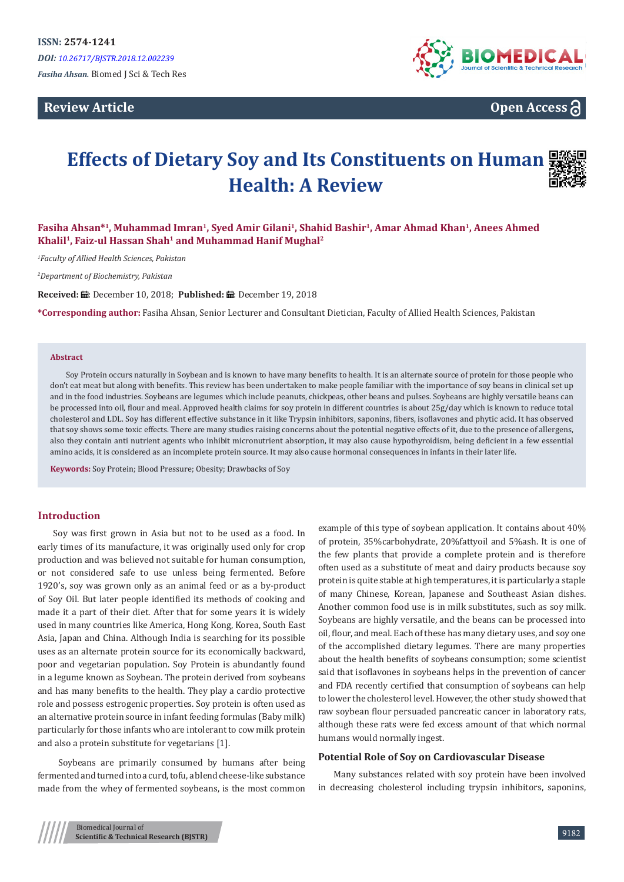ISSN: 2574-1241

*DOI: 10.26717/BJSTR.2018.12.002239*

*Fasiha Ahsan.* Biomed J Sci & Tech Res

**Review Article** **Open Access**

# Effects of Dietary Soy and Its Constituents on Human Health: A Review

**Fasiha Ahsan*[1], Muhammad Imran[1], Syed Amir Gilani[1], Shahid Bashir[1], Amar Ahmad Khan[1], Anees Ahmed Khalil[1], Faiz-ul Hassan Shah[1] and Muhammad Hanif Mughal[2]**

[1]*Faculty of Allied Health Sciences, Pakistan*

[2]*Department of Biochemistry, Pakistan*

**Received:** December 10, 2018; **Published:** December 19, 2018

***Corresponding author:** Fasiha Ahsan, Senior Lecturer and Consultant Dietician, Faculty of Allied Health Sciences, Pakistan

### Abstract

Soy Protein occurs naturally in Soybean and is known to have many benefits to health. It is an alternate source of protein for those people who don't eat meat but along with benefits. This review has been undertaken to make people familiar with the importance of soy beans in clinical set up and in the food industries. Soybeans are legumes which include peanuts, chickpeas, other beans and pulses. Soybeans are highly versatile beans can be processed into oil, flour and meal. Approved health claims for soy protein in different countries is about 25g/day which is known to reduce total cholesterol and LDL. Soy has different effective substance in it like Trypsin inhibitors, saponins, fibers, isoflavones and phytic acid. It has observed that soy shows some toxic effects. There are many studies raising concerns about the potential negative effects of it, due to the presence of allergens, also they contain anti nutrient agents who inhibit micronutrient absorption, it may also cause hypothyroidism, being deficient in a few essential amino acids, it is considered as an incomplete protein source. It may also cause hormonal consequences in infants in their later life.

**Keywords:** Soy Protein; Blood Pressure; Obesity; Drawbacks of Soy

## Introduction

Soy was first grown in Asia but not to be used as a food. In early times of its manufacture, it was originally used only for crop production and was believed not suitable for human consumption, or not considered safe to use unless being fermented. Before 1920's, soy was grown only as an animal feed or as a by-product of Soy Oil. But later people identified its methods of cooking and made it a part of their diet. After that for some years it is widely used in many countries like America, Hong Kong, Korea, South East Asia, Japan and China. Although India is searching for its possible uses as an alternate protein source for its economically backward, poor and vegetarian population. Soy Protein is abundantly found in a legume known as Soybean. The protein derived from soybeans and has many benefits to the health. They play a cardio protective role and possess estrogenic properties. Soy protein is often used as an alternative protein source in infant feeding formulas (Baby milk) particularly for those infants who are intolerant to cow milk protein and also a protein substitute for vegetarians [1].

Soybeans are primarily consumed by humans after being fermented and turned into a curd, tofu, a blend cheese-like substance made from the whey of fermented soybeans, is the most common example of this type of soybean application. It contains about 40% of protein, 35%carbohydrate, 20%fattyoil and 5%ash. It is one of the few plants that provide a complete protein and is therefore often used as a substitute of meat and dairy products because soy protein is quite stable at high temperatures, it is particularly a staple of many Chinese, Korean, Japanese and Southeast Asian dishes. Another common food use is in milk substitutes, such as soy milk. Soybeans are highly versatile, and the beans can be processed into oil, flour, and meal. Each of these has many dietary uses, and soy one of the accomplished dietary legumes. There are many properties about the health benefits of soybeans consumption; some scientist said that isoflavones in soybeans helps in the prevention of cancer and FDA recently certified that consumption of soybeans can help to lower the cholesterol level. However, the other study showed that raw soybean flour persuaded pancreatic cancer in laboratory rats, although these rats were fed excess amount of that which normal humans would normally ingest.

### Potential Role of Soy on Cardiovascular Disease

Many substances related with soy protein have been involved in decreasing cholesterol including trypsin inhibitors, saponins,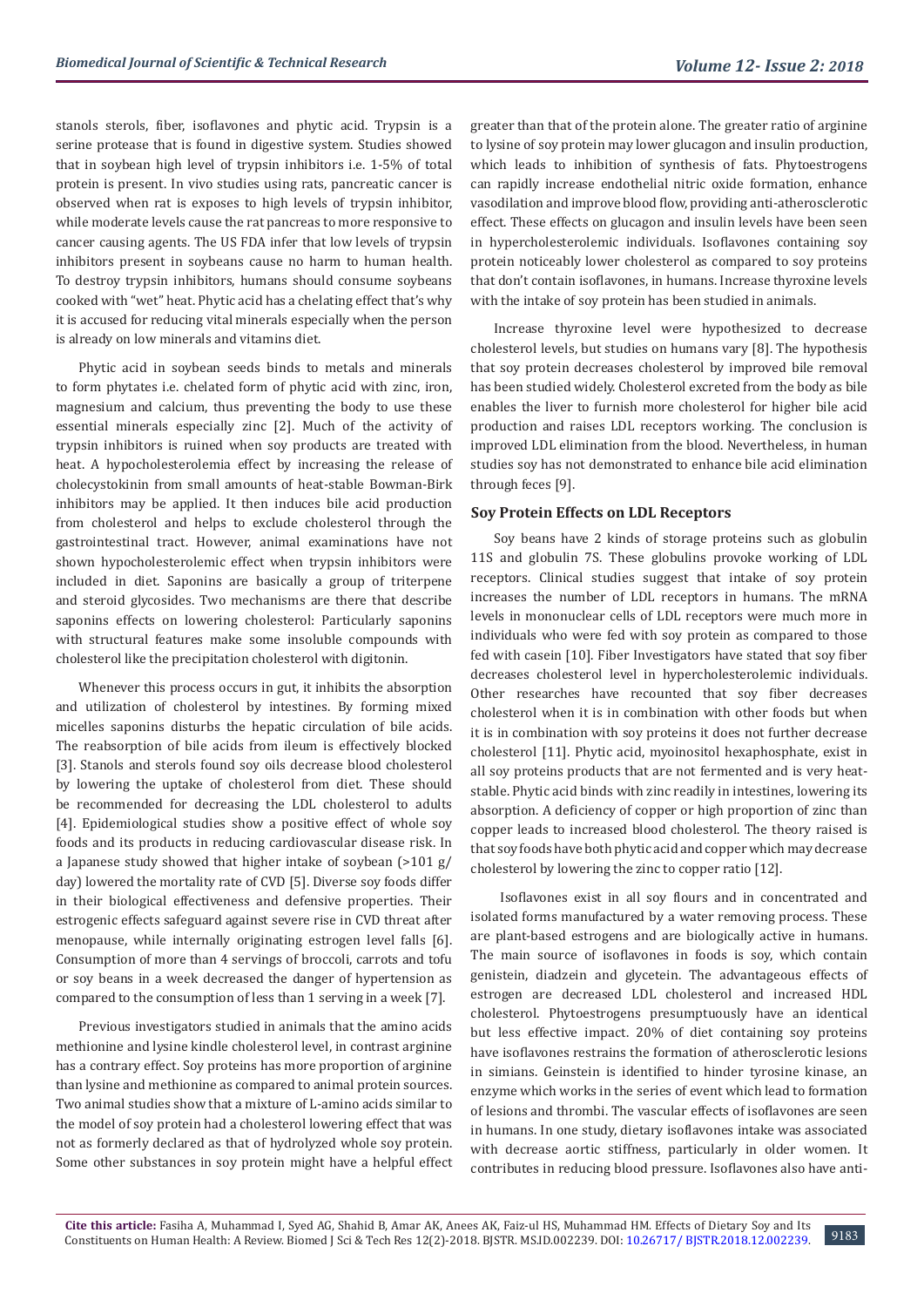stanols sterols, fiber, isoflavones and phytic acid. Trypsin is a serine protease that is found in digestive system. Studies showed that in soybean high level of trypsin inhibitors i.e. 1-5% of total protein is present. In vivo studies using rats, pancreatic cancer is observed when rat is exposes to high levels of trypsin inhibitor, while moderate levels cause the rat pancreas to more responsive to cancer causing agents. The US FDA infer that low levels of trypsin inhibitors present in soybeans cause no harm to human health. To destroy trypsin inhibitors, humans should consume soybeans cooked with "wet" heat. Phytic acid has a chelating effect that's why it is accused for reducing vital minerals especially when the person is already on low minerals and vitamins diet.

Phytic acid in soybean seeds binds to metals and minerals to form phytates i.e. chelated form of phytic acid with zinc, iron, magnesium and calcium, thus preventing the body to use these essential minerals especially zinc [2]. Much of the activity of trypsin inhibitors is ruined when soy products are treated with heat. A hypocholesterolemia effect by increasing the release of cholecystokinin from small amounts of heat-stable Bowman-Birk inhibitors may be applied. It then induces bile acid production from cholesterol and helps to exclude cholesterol through the gastrointestinal tract. However, animal examinations have not shown hypocholesterolemic effect when trypsin inhibitors were included in diet. Saponins are basically a group of triterpene and steroid glycosides. Two mechanisms are there that describe saponins effects on lowering cholesterol: Particularly saponins with structural features make some insoluble compounds with cholesterol like the precipitation cholesterol with digitonin.

Whenever this process occurs in gut, it inhibits the absorption and utilization of cholesterol by intestines. By forming mixed micelles saponins disturbs the hepatic circulation of bile acids. The reabsorption of bile acids from ileum is effectively blocked [3]. Stanols and sterols found soy oils decrease blood cholesterol by lowering the uptake of cholesterol from diet. These should be recommended for decreasing the LDL cholesterol to adults [4]. Epidemiological studies show a positive effect of whole soy foods and its products in reducing cardiovascular disease risk. In a Japanese study showed that higher intake of soybean (>101 g/day) lowered the mortality rate of CVD [5]. Diverse soy foods differ in their biological effectiveness and defensive properties. Their estrogenic effects safeguard against severe rise in CVD threat after menopause, while internally originating estrogen level falls [6]. Consumption of more than 4 servings of broccoli, carrots and tofu or soy beans in a week decreased the danger of hypertension as compared to the consumption of less than 1 serving in a week [7].

Previous investigators studied in animals that the amino acids methionine and lysine kindle cholesterol level, in contrast arginine has a contrary effect. Soy proteins has more proportion of arginine than lysine and methionine as compared to animal protein sources. Two animal studies show that a mixture of L-amino acids similar to the model of soy protein had a cholesterol lowering effect that was not as formerly declared as that of hydrolyzed whole soy protein. Some other substances in soy protein might have a helpful effect greater than that of the protein alone. The greater ratio of arginine to lysine of soy protein may lower glucagon and insulin production, which leads to inhibition of synthesis of fats. Phytoestrogens can rapidly increase endothelial nitric oxide formation, enhance vasodilation and improve blood flow, providing anti-atherosclerotic effect. These effects on glucagon and insulin levels have been seen in hypercholesterolemic individuals. Isoflavones containing soy protein noticeably lower cholesterol as compared to soy proteins that don't contain isoflavones, in humans. Increase thyroxine levels with the intake of soy protein has been studied in animals.

Increase thyroxine level were hypothesized to decrease cholesterol levels, but studies on humans vary [8]. The hypothesis that soy protein decreases cholesterol by improved bile removal has been studied widely. Cholesterol excreted from the body as bile enables the liver to furnish more cholesterol for higher bile acid production and raises LDL receptors working. The conclusion is improved LDL elimination from the blood. Nevertheless, in human studies soy has not demonstrated to enhance bile acid elimination through feces [9].

### Soy Protein Effects on LDL Receptors

Soy beans have 2 kinds of storage proteins such as globulin 11S and globulin 7S. These globulins provoke working of LDL receptors. Clinical studies suggest that intake of soy protein increases the number of LDL receptors in humans. The mRNA levels in mononuclear cells of LDL receptors were much more in individuals who were fed with soy protein as compared to those fed with casein [10]. Fiber Investigators have stated that soy fiber decreases cholesterol level in hypercholesterolemic individuals. Other researches have recounted that soy fiber decreases cholesterol when it is in combination with other foods but when it is in combination with soy proteins it does not further decrease cholesterol [11]. Phytic acid, myoinositol hexaphosphate, exist in all soy proteins products that are not fermented and is very heat-stable. Phytic acid binds with zinc readily in intestines, lowering its absorption. A deficiency of copper or high proportion of zinc than copper leads to increased blood cholesterol. The theory raised is that soy foods have both phytic acid and copper which may decrease cholesterol by lowering the zinc to copper ratio [12].

Isoflavones exist in all soy flours and in concentrated and isolated forms manufactured by a water removing process. These are plant-based estrogens and are biologically active in humans. The main source of isoflavones in foods is soy, which contain genistein, diadzein and glycetein. The advantageous effects of estrogen are decreased LDL cholesterol and increased HDL cholesterol. Phytoestrogens presumptuously have an identical but less effective impact. 20% of diet containing soy proteins have isoflavones restrains the formation of atherosclerotic lesions in simians. Geinstein is identified to hinder tyrosine kinase, an enzyme which works in the series of event which lead to formation of lesions and thrombi. The vascular effects of isoflavones are seen in humans. In one study, dietary isoflavones intake was associated with decrease aortic stiffness, particularly in older women. It contributes in reducing blood pressure. Isoflavones also have anti-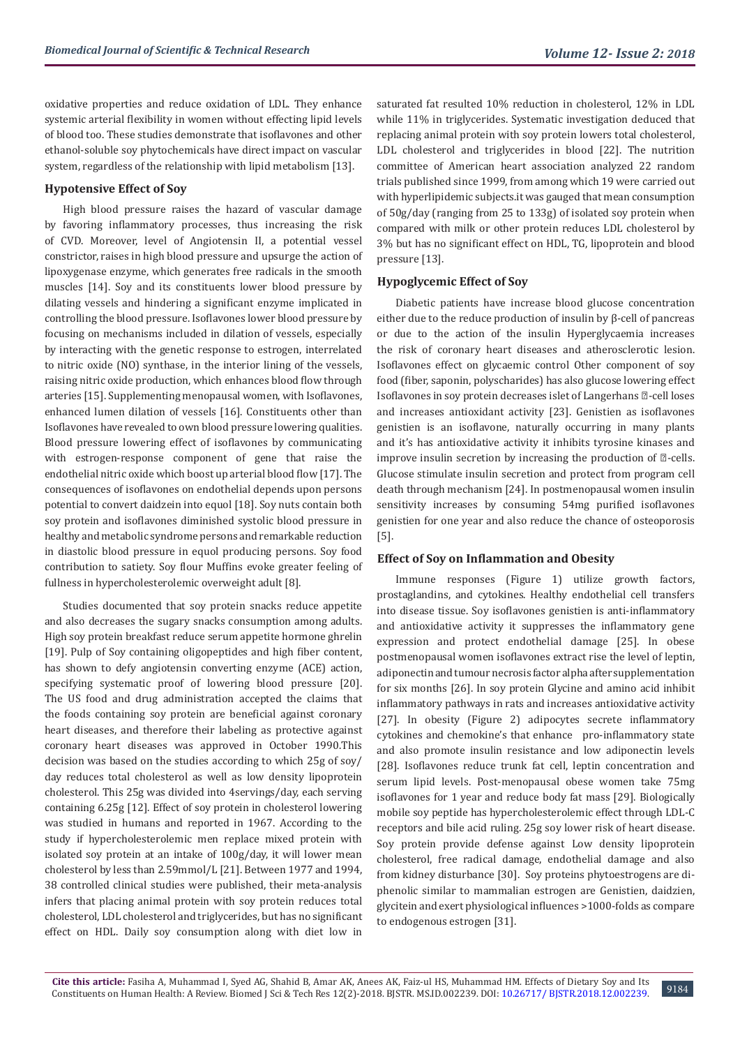oxidative properties and reduce oxidation of LDL. They enhance systemic arterial flexibility in women without effecting lipid levels of blood too. These studies demonstrate that isoflavones and other ethanol-soluble soy phytochemicals have direct impact on vascular system, regardless of the relationship with lipid metabolism [13].

### Hypotensive Effect of Soy

High blood pressure raises the hazard of vascular damage by favoring inflammatory processes, thus increasing the risk of CVD. Moreover, level of Angiotensin II, a potential vessel constrictor, raises in high blood pressure and upsurge the action of lipoxygenase enzyme, which generates free radicals in the smooth muscles [14]. Soy and its constituents lower blood pressure by dilating vessels and hindering a significant enzyme implicated in controlling the blood pressure. Isoflavones lower blood pressure by focusing on mechanisms included in dilation of vessels, especially by interacting with the genetic response to estrogen, interrelated to nitric oxide (NO) synthase, in the interior lining of the vessels, raising nitric oxide production, which enhances blood flow through arteries [15]. Supplementing menopausal women, with Isoflavones, enhanced lumen dilation of vessels [16]. Constituents other than Isoflavones have revealed to own blood pressure lowering qualities. Blood pressure lowering effect of isoflavones by communicating with estrogen-response component of gene that raise the endothelial nitric oxide which boost up arterial blood flow [17]. The consequences of isoflavones on endothelial depends upon persons potential to convert daidzein into equol [18]. Soy nuts contain both soy protein and isoflavones diminished systolic blood pressure in healthy and metabolic syndrome persons and remarkable reduction in diastolic blood pressure in equol producing persons. Soy food contribution to satiety. Soy flour Muffins evoke greater feeling of fullness in hypercholesterolemic overweight adult [8].

Studies documented that soy protein snacks reduce appetite and also decreases the sugary snacks consumption among adults. High soy protein breakfast reduce serum appetite hormone ghrelin [19]. Pulp of Soy containing oligopeptides and high fiber content, has shown to defy angiotensin converting enzyme (ACE) action, specifying systematic proof of lowering blood pressure [20]. The US food and drug administration accepted the claims that the foods containing soy protein are beneficial against coronary heart diseases, and therefore their labeling as protective against coronary heart diseases was approved in October 1990.This decision was based on the studies according to which 25g of soy/day reduces total cholesterol as well as low density lipoprotein cholesterol. This 25g was divided into 4servings/day, each serving containing 6.25g [12]. Effect of soy protein in cholesterol lowering was studied in humans and reported in 1967. According to the study if hypercholesterolemic men replace mixed protein with isolated soy protein at an intake of 100g/day, it will lower mean cholesterol by less than 2.59mmol/L [21]. Between 1977 and 1994, 38 controlled clinical studies were published, their meta-analysis infers that placing animal protein with soy protein reduces total cholesterol, LDL cholesterol and triglycerides, but has no significant effect on HDL. Daily soy consumption along with diet low in saturated fat resulted 10% reduction in cholesterol, 12% in LDL while 11% in triglycerides. Systematic investigation deduced that replacing animal protein with soy protein lowers total cholesterol, LDL cholesterol and triglycerides in blood [22]. The nutrition committee of American heart association analyzed 22 random trials published since 1999, from among which 19 were carried out with hyperlipidemic subjects.it was gauged that mean consumption of 50g/day (ranging from 25 to 133g) of isolated soy protein when compared with milk or other protein reduces LDL cholesterol by 3% but has no significant effect on HDL, TG, lipoprotein and blood pressure [13].

### Hypoglycemic Effect of Soy

Diabetic patients have increase blood glucose concentration either due to the reduce production of insulin by β-cell of pancreas or due to the action of the insulin Hyperglycaemia increases the risk of coronary heart diseases and atherosclerotic lesion. Isoflavones effect on glycaemic control Other component of soy food (fiber, saponin, polyscharides) has also glucose lowering effect Isoflavones in soy protein decreases islet of Langerhans ?-cell loses and increases antioxidant activity [23]. Genistien as isoflavones genistien is an isoflavone, naturally occurring in many plants and it's has antioxidative activity it inhibits tyrosine kinases and improve insulin secretion by increasing the production of ?-cells. Glucose stimulate insulin secretion and protect from program cell death through mechanism [24]. In postmenopausal women insulin sensitivity increases by consuming 54mg purified isoflavones genistien for one year and also reduce the chance of osteoporosis [5].

### Effect of Soy on Inflammation and Obesity

Immune responses (Figure 1) utilize growth factors, prostaglandins, and cytokines. Healthy endothelial cell transfers into disease tissue. Soy isoflavones genistien is anti-inflammatory and antioxidative activity it suppresses the inflammatory gene expression and protect endothelial damage [25]. In obese postmenopausal women isoflavones extract rise the level of leptin, adiponectin and tumour necrosis factor alpha after supplementation for six months [26]. In soy protein Glycine and amino acid inhibit inflammatory pathways in rats and increases antioxidative activity [27]. In obesity (Figure 2) adipocytes secrete inflammatory cytokines and chemokine's that enhance pro-inflammatory state and also promote insulin resistance and low adiponectin levels [28]. Isoflavones reduce trunk fat cell, leptin concentration and serum lipid levels. Post-menopausal obese women take 75mg isoflavones for 1 year and reduce body fat mass [29]. Biologically mobile soy peptide has hypercholesterolemic effect through LDL-C receptors and bile acid ruling. 25g soy lower risk of heart disease. Soy protein provide defense against Low density lipoprotein cholesterol, free radical damage, endothelial damage and also from kidney disturbance [30]. Soy proteins phytoestrogens are di-phenolic similar to mammalian estrogen are Genistien, daidzien, glycitein and exert physiological influences >1000-folds as compare to endogenous estrogen [31].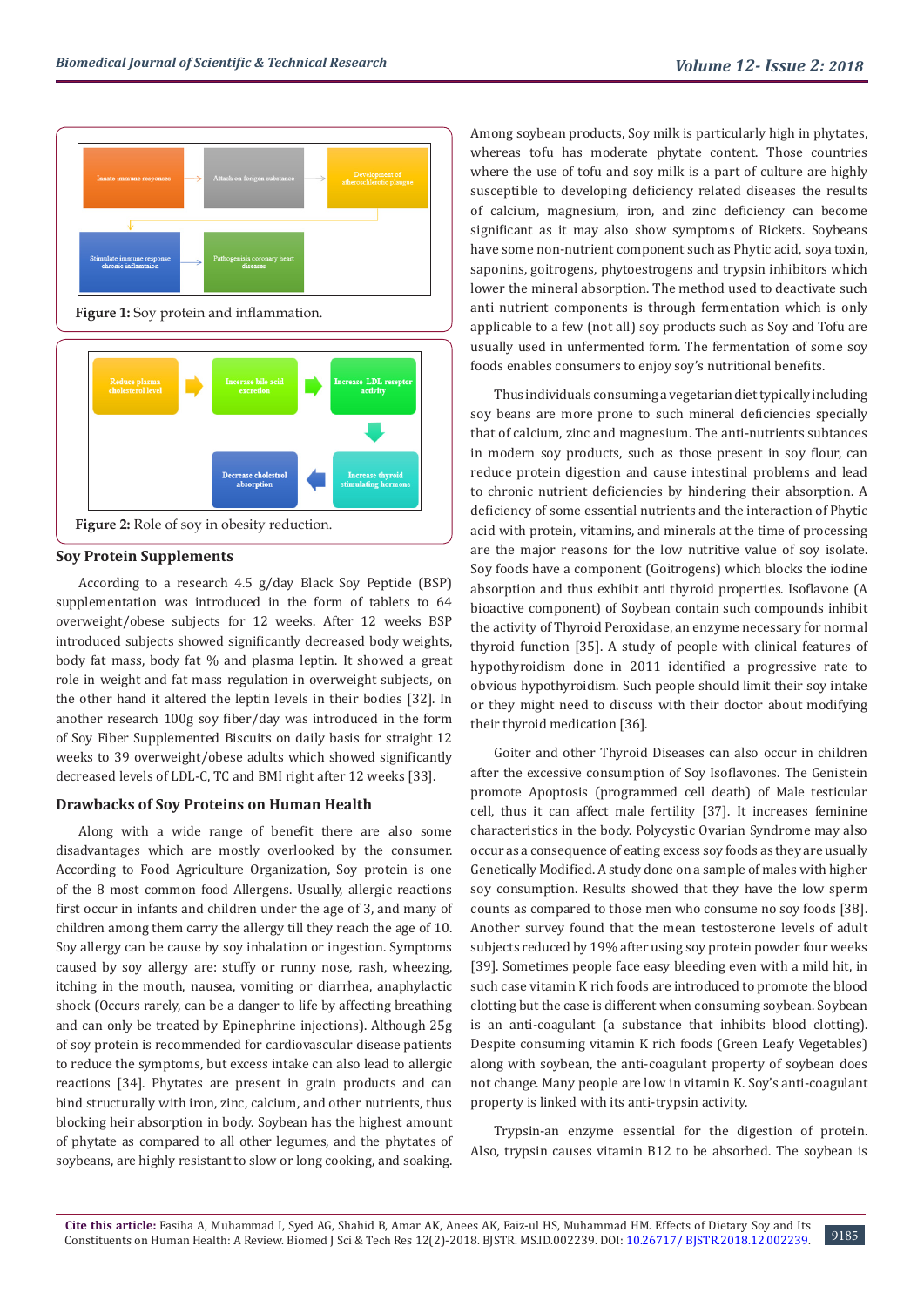Figure 1: Soy protein and inflammation.

Figure 2: Role of soy in obesity reduction.

## Soy Protein Supplements

According to a research 4.5 g/day Black Soy Peptide (BSP) supplementation was introduced in the form of tablets to 64 overweight/obese subjects for 12 weeks. After 12 weeks BSP introduced subjects showed significantly decreased body weights, body fat mass, body fat % and plasma leptin. It showed a great role in weight and fat mass regulation in overweight subjects, on the other hand it altered the leptin levels in their bodies [32]. In another research 100g soy fiber/day was introduced in the form of Soy Fiber Supplemented Biscuits on daily basis for straight 12 weeks to 39 overweight/obese adults which showed significantly decreased levels of LDL-C, TC and BMI right after 12 weeks [33].

## Drawbacks of Soy Proteins on Human Health

Along with a wide range of benefit there are also some disadvantages which are mostly overlooked by the consumer. According to Food Agriculture Organization, Soy protein is one of the 8 most common food Allergens. Usually, allergic reactions first occur in infants and children under the age of 3, and many of children among them carry the allergy till they reach the age of 10. Soy allergy can be cause by soy inhalation or ingestion. Symptoms caused by soy allergy are: stuffy or runny nose, rash, wheezing, itching in the mouth, nausea, vomiting or diarrhea, anaphylactic shock (Occurs rarely, can be a danger to life by affecting breathing and can only be treated by Epinephrine injections). Although 25g of soy protein is recommended for cardiovascular disease patients to reduce the symptoms, but excess intake can also lead to allergic reactions [34]. Phytates are present in grain products and can bind structurally with iron, zinc, calcium, and other nutrients, thus blocking heir absorption in body. Soybean has the highest amount of phytate as compared to all other legumes, and the phytates of soybeans, are highly resistant to slow or long cooking, and soaking.

Among soybean products, Soy milk is particularly high in phytates, whereas tofu has moderate phytate content. Those countries where the use of tofu and soy milk is a part of culture are highly susceptible to developing deficiency related diseases the results of calcium, magnesium, iron, and zinc deficiency can become significant as it may also show symptoms of Rickets. Soybeans have some non-nutrient component such as Phytic acid, soya toxin, saponins, goitrogens, phytoestrogens and trypsin inhibitors which lower the mineral absorption. The method used to deactivate such anti nutrient components is through fermentation which is only applicable to a few (not all) soy products such as Soy and Tofu are usually used in unfermented form. The fermentation of some soy foods enables consumers to enjoy soy's nutritional benefits.

Thus individuals consuming a vegetarian diet typically including soy beans are more prone to such mineral deficiencies specially that of calcium, zinc and magnesium. The anti-nutrients subtances in modern soy products, such as those present in soy flour, can reduce protein digestion and cause intestinal problems and lead to chronic nutrient deficiencies by hindering their absorption. A deficiency of some essential nutrients and the interaction of Phytic acid with protein, vitamins, and minerals at the time of processing are the major reasons for the low nutritive value of soy isolate. Soy foods have a component (Goitrogens) which blocks the iodine absorption and thus exhibit anti thyroid properties. Isoflavone (A bioactive component) of Soybean contain such compounds inhibit the activity of Thyroid Peroxidase, an enzyme necessary for normal thyroid function [35]. A study of people with clinical features of hypothyroidism done in 2011 identified a progressive rate to obvious hypothyroidism. Such people should limit their soy intake or they might need to discuss with their doctor about modifying their thyroid medication [36].

Goiter and other Thyroid Diseases can also occur in children after the excessive consumption of Soy Isoflavones. The Genistein promote Apoptosis (programmed cell death) of Male testicular cell, thus it can affect male fertility [37]. It increases feminine characteristics in the body. Polycystic Ovarian Syndrome may also occur as a consequence of eating excess soy foods as they are usually Genetically Modified. A study done on a sample of males with higher soy consumption. Results showed that they have the low sperm counts as compared to those men who consume no soy foods [38]. Another survey found that the mean testosterone levels of adult subjects reduced by 19% after using soy protein powder four weeks [39]. Sometimes people face easy bleeding even with a mild hit, in such case vitamin K rich foods are introduced to promote the blood clotting but the case is different when consuming soybean. Soybean is an anti-coagulant (a substance that inhibits blood clotting). Despite consuming vitamin K rich foods (Green Leafy Vegetables) along with soybean, the anti-coagulant property of soybean does not change. Many people are low in vitamin K. Soy's anti-coagulant property is linked with its anti-trypsin activity.

Trypsin-an enzyme essential for the digestion of protein. Also, trypsin causes vitamin B12 to be absorbed. The soybean is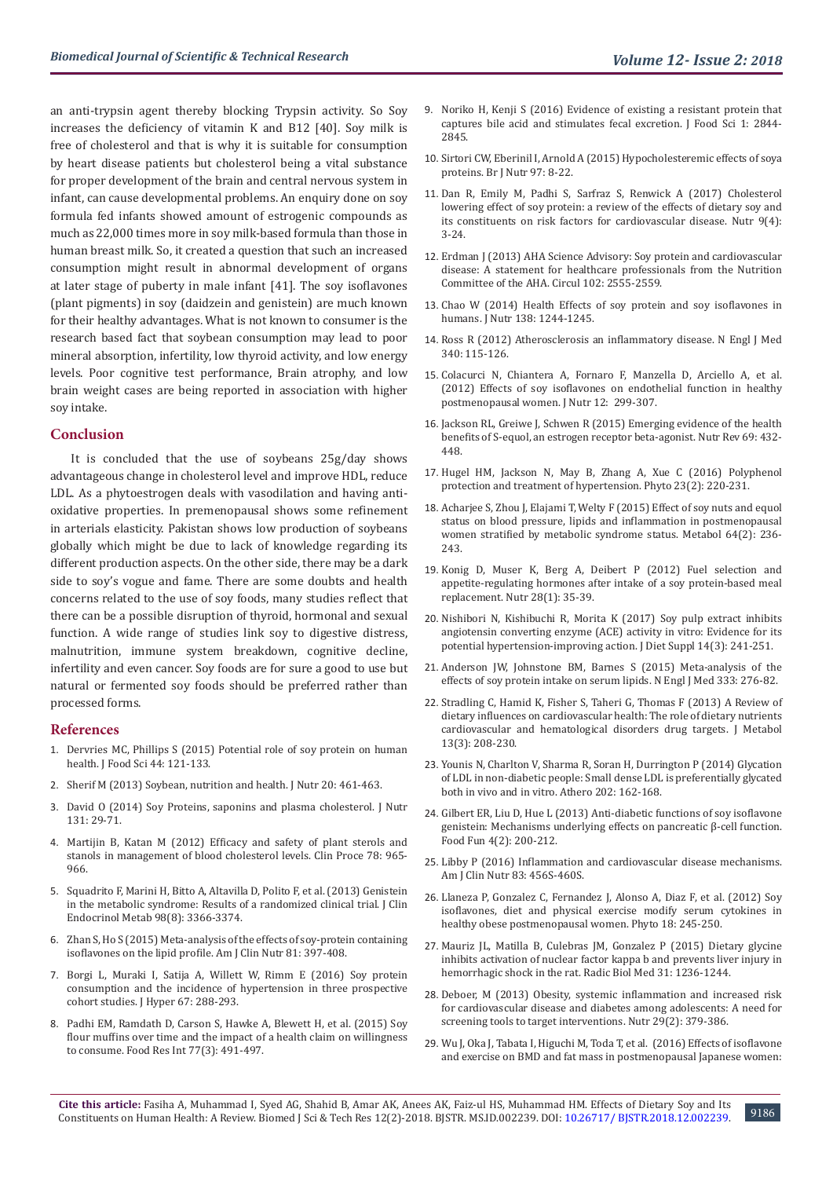an anti-trypsin agent thereby blocking Trypsin activity. So Soy increases the deficiency of vitamin K and B12 [40]. Soy milk is free of cholesterol and that is why it is suitable for consumption by heart disease patients but cholesterol being a vital substance for proper development of the brain and central nervous system in infant, can cause developmental problems. An enquiry done on soy formula fed infants showed amount of estrogenic compounds as much as 22,000 times more in soy milk-based formula than those in human breast milk. So, it created a question that such an increased consumption might result in abnormal development of organs at later stage of puberty in male infant [41]. The soy isoflavones (plant pigments) in soy (daidzein and genistein) are much known for their healthy advantages. What is not known to consumer is the research based fact that soybean consumption may lead to poor mineral absorption, infertility, low thyroid activity, and low energy levels. Poor cognitive test performance, Brain atrophy, and low brain weight cases are being reported in association with higher soy intake.

## Conclusion

It is concluded that the use of soybeans 25g/day shows advantageous change in cholesterol level and improve HDL, reduce LDL. As a phytoestrogen deals with vasodilation and having anti-oxidative properties. In premenopausal shows some refinement in arterials elasticity. Pakistan shows low production of soybeans globally which might be due to lack of knowledge regarding its different production aspects. On the other side, there may be a dark side to soy's vogue and fame. There are some doubts and health concerns related to the use of soy foods, many studies reflect that there can be a possible disruption of thyroid, hormonal and sexual function. A wide range of studies link soy to digestive distress, malnutrition, immune system breakdown, cognitive decline, infertility and even cancer. Soy foods are for sure a good to use but natural or fermented soy foods should be preferred rather than processed forms.

## References

1. Dervries MC, Phillips S (2015) Potential role of soy protein on human health. J Food Sci 44: 121-133.
2. Sherif M (2013) Soybean, nutrition and health. J Nutr 20: 461-463.
3. David O (2014) Soy Proteins, saponins and plasma cholesterol. J Nutr 131: 29-71.
4. Martijin B, Katan M (2012) Efficacy and safety of plant sterols and stanols in management of blood cholesterol levels. Clin Proce 78: 965-966.
5. Squadrito F, Marini H, Bitto A, Altavilla D, Polito F, et al. (2013) Genistein in the metabolic syndrome: Results of a randomized clinical trial. J Clin Endocrinol Metab 98(8): 3366-3374.
6. Zhan S, Ho S (2015) Meta-analysis of the effects of soy-protein containing isoflavones on the lipid profile. Am J Clin Nutr 81: 397-408.
7. Borgi L, Muraki I, Satija A, Willett W, Rimm E (2016) Soy protein consumption and the incidence of hypertension in three prospective cohort studies. J Hyper 67: 288-293.
8. Padhi EM, Ramdath D, Carson S, Hawke A, Blewett H, et al. (2015) Soy flour muffins over time and the impact of a health claim on willingness to consume. Food Res Int 77(3): 491-497.
9. Noriko H, Kenji S (2016) Evidence of existing a resistant protein that captures bile acid and stimulates fecal excretion. J Food Sci 1: 2844-2845.
10. Sirtori CW, Eberinil I, Arnold A (2015) Hypocholesteremic effects of soya proteins. Br J Nutr 97: 8-22.
11. Dan R, Emily M, Padhi S, Sarfraz S, Renwick A (2017) Cholesterol lowering effect of soy protein: a review of the effects of dietary soy and its constituents on risk factors for cardiovascular disease. Nutr 9(4): 3-24.
12. Erdman J (2013) AHA Science Advisory: Soy protein and cardiovascular disease: A statement for healthcare professionals from the Nutrition Committee of the AHA. Circul 102: 2555-2559.
13. Chao W (2014) Health Effects of soy protein and soy isoflavones in humans. J Nutr 138: 1244-1245.
14. Ross R (2012) Atherosclerosis an inflammatory disease. N Engl J Med 340: 115-126.
15. Colacurci N, Chiantera A, Fornaro F, Manzella D, Arciello A, et al. (2012) Effects of soy isoflavones on endothelial function in healthy postmenopausal women. J Nutr 12: 299-307.
16. Jackson RL, Greiwe J, Schwen R (2015) Emerging evidence of the health benefits of S-equol, an estrogen receptor beta-agonist. Nutr Rev 69: 432-448.
17. Hugel HM, Jackson N, May B, Zhang A, Xue C (2016) Polyphenol protection and treatment of hypertension. Phyto 23(2): 220-231.
18. Acharjee S, Zhou J, Elajami T, Welty F (2015) Effect of soy nuts and equol status on blood pressure, lipids and inflammation in postmenopausal women stratified by metabolic syndrome status. Metabol 64(2): 236-243.
19. Konig D, Muser K, Berg A, Deibert P (2012) Fuel selection and appetite-regulating hormones after intake of a soy protein-based meal replacement. Nutr 28(1): 35-39.
20. Nishibori N, Kishibuchi R, Morita K (2017) Soy pulp extract inhibits angiotensin converting enzyme (ACE) activity in vitro: Evidence for its potential hypertension-improving action. J Diet Suppl 14(3): 241-251.
21. Anderson JW, Johnstone BM, Barnes S (2015) Meta-analysis of the effects of soy protein intake on serum lipids. N Engl J Med 333: 276-82.
22. Stradling C, Hamid K, Fisher S, Taheri G, Thomas F (2013) A Review of dietary influences on cardiovascular health: The role of dietary nutrients cardiovascular and hematological disorders drug targets. J Metabol 13(3): 208-230.
23. Younis N, Charlton V, Sharma R, Soran H, Durrington P (2014) Glycation of LDL in non-diabetic people: Small dense LDL is preferentially glycated both in vivo and in vitro. Athero 202: 162-168.
24. Gilbert ER, Liu D, Hue L (2013) Anti-diabetic functions of soy isoflavone genistein: Mechanisms underlying effects on pancreatic β-cell function. Food Fun 4(2): 200-212.
25. Libby P (2016) Inflammation and cardiovascular disease mechanisms. Am J Clin Nutr 83: 456S-460S.
26. Llaneza P, Gonzalez C, Fernandez J, Alonso A, Diaz F, et al. (2012) Soy isoflavones, diet and physical exercise modify serum cytokines in healthy obese postmenopausal women. Phyto 18: 245-250.
27. Mauriz JL, Matilla B, Culebras JM, Gonzalez P (2015) Dietary glycine inhibits activation of nuclear factor kappa b and prevents liver injury in hemorrhagic shock in the rat. Radic Biol Med 31: 1236-1244.
28. Deboer, M (2013) Obesity, systemic inflammation and increased risk for cardiovascular disease and diabetes among adolescents: A need for screening tools to target interventions. Nutr 29(2): 379-386.
29. Wu J, Oka J, Tabata I, Higuchi M, Toda T, et al. (2016) Effects of isoflavone and exercise on BMD and fat mass in postmenopausal Japanese women: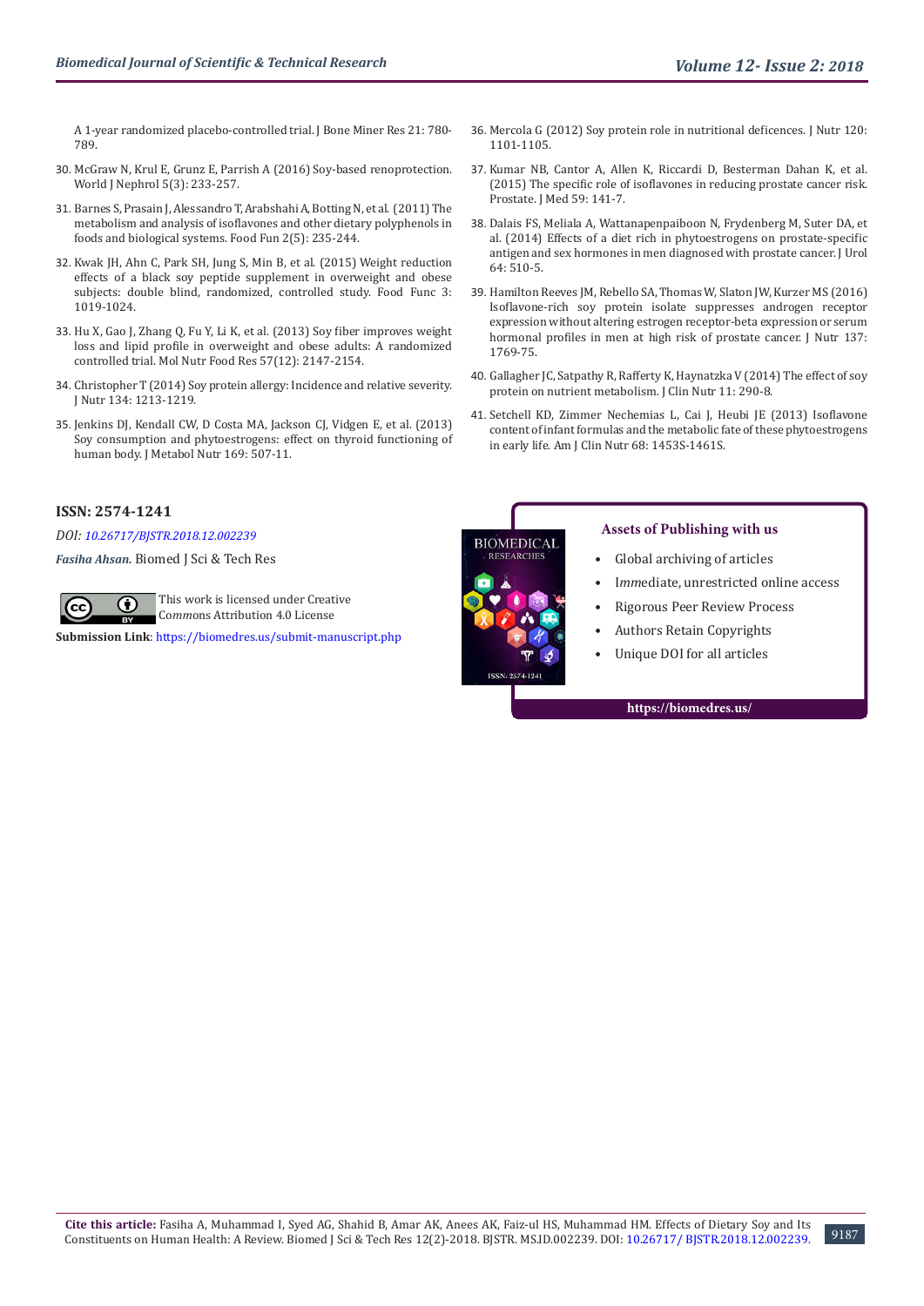A 1-year randomized placebo-controlled trial. J Bone Miner Res 21: 780-789.

30. McGraw N, Krul E, Grunz E, Parrish A (2016) Soy-based renoprotection. World J Nephrol 5(3): 233-257.
31. Barnes S, Prasain J, Alessandro T, Arabshahi A, Botting N, et al. (2011) The metabolism and analysis of isoflavones and other dietary polyphenols in foods and biological systems. Food Fun 2(5): 235-244.
32. Kwak JH, Ahn C, Park SH, Jung S, Min B, et al. (2015) Weight reduction effects of a black soy peptide supplement in overweight and obese subjects: double blind, randomized, controlled study. Food Func 3: 1019-1024.
33. Hu X, Gao J, Zhang Q, Fu Y, Li K, et al. (2013) Soy fiber improves weight loss and lipid profile in overweight and obese adults: A randomized controlled trial. Mol Nutr Food Res 57(12): 2147-2154.
34. Christopher T (2014) Soy protein allergy: Incidence and relative severity. J Nutr 134: 1213-1219.
35. Jenkins DJ, Kendall CW, D Costa MA, Jackson CJ, Vidgen E, et al. (2013) Soy consumption and phytoestrogens: effect on thyroid functioning of human body. J Metabol Nutr 169: 507-11.
36. Mercola G (2012) Soy protein role in nutritional deficences. J Nutr 120: 1101-1105.
37. Kumar NB, Cantor A, Allen K, Riccardi D, Besterman Dahan K, et al. (2015) The specific role of isoflavones in reducing prostate cancer risk. Prostate. J Med 59: 141-7.
38. Dalais FS, Meliala A, Wattanapenpaiboon N, Frydenberg M, Suter DA, et al. (2014) Effects of a diet rich in phytoestrogens on prostate-specific antigen and sex hormones in men diagnosed with prostate cancer. J Urol 64: 510-5.
39. Hamilton Reeves JM, Rebello SA, Thomas W, Slaton JW, Kurzer MS (2016) Isoflavone-rich soy protein isolate suppresses androgen receptor expression without altering estrogen receptor-beta expression or serum hormonal profiles in men at high risk of prostate cancer. J Nutr 137: 1769-75.
40. Gallagher JC, Satpathy R, Rafferty K, Haynatzka V (2014) The effect of soy protein on nutrient metabolism. J Clin Nutr 11: 290-8.
41. Setchell KD, Zimmer Nechemias L, Cai J, Heubi JE (2013) Isoflavone content of infant formulas and the metabolic fate of these phytoestrogens in early life. Am J Clin Nutr 68: 1453S-1461S.

**ISSN: 2574-1241**

*DOI: 10.26717/BJSTR.2018.12.002239*

***Fasiha Ahsan.*** Biomed J Sci & Tech Res

This work is licensed under Creative Commons Attribution 4.0 License

**Submission Link**: https://biomedres.us/submit-manuscript.php

**Assets of Publishing with us**

- Global archiving of articles
- Immediate, unrestricted online access
- Rigorous Peer Review Process
- Authors Retain Copyrights
- Unique DOI for all articles

**https://biomedres.us/**

**Cite this article:** Fasiha A, Muhammad I, Syed AG, Shahid B, Amar AK, Anees AK, Faiz-ul HS, Muhammad HM. Effects of Dietary Soy and Its Constituents on Human Health: A Review. Biomed J Sci & Tech Res 12(2)-2018. BJSTR. MS.ID.002239. DOI: 10.26717/ BJSTR.2018.12.002239.